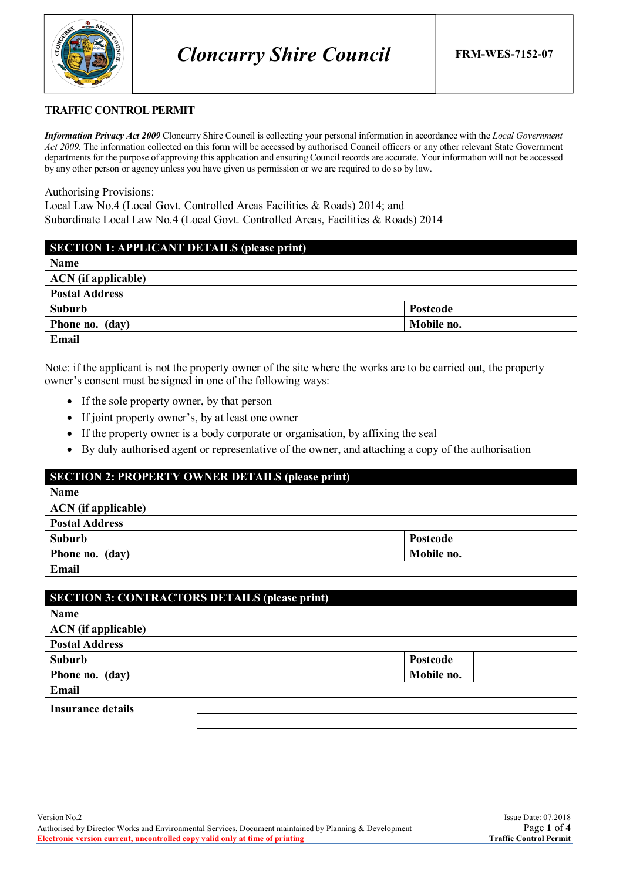| | Cloncurry Shire Council | FRM-WES-7152-07 |
|---|---|---|

## TRAFFIC CONTROL PERMIT

***Information Privacy Act 2009*** Cloncurry Shire Council is collecting your personal information in accordance with the *Local Government Act 2009*. The information collected on this form will be accessed by authorised Council officers or any other relevant State Government departments for the purpose of approving this application and ensuring Council records are accurate. Your information will not be accessed by any other person or agency unless you have given us permission or we are required to do so by law.

Authorising Provisions:
Local Law No.4 (Local Govt. Controlled Areas Facilities & Roads) 2014; and
Subordinate Local Law No.4 (Local Govt. Controlled Areas, Facilities & Roads) 2014

| SECTION 1: APPLICANT DETAILS (please print) | | | |
|---|---|---|---|
| **Name** | | | |
| **ACN (if applicable)** | | | |
| **Postal Address** | | | |
| **Suburb** | | **Postcode** | |
| **Phone no. (day)** | | **Mobile no.** | |
| **Email** | | | |

Note: if the applicant is not the property owner of the site where the works are to be carried out, the property owner's consent must be signed in one of the following ways:

- If the sole property owner, by that person
- If joint property owner's, by at least one owner
- If the property owner is a body corporate or organisation, by affixing the seal
- By duly authorised agent or representative of the owner, and attaching a copy of the authorisation

| SECTION 2: PROPERTY OWNER DETAILS (please print) | | | |
|---|---|---|---|
| **Name** | | | |
| **ACN (if applicable)** | | | |
| **Postal Address** | | | |
| **Suburb** | | **Postcode** | |
| **Phone no. (day)** | | **Mobile no.** | |
| **Email** | | | |

| SECTION 3: CONTRACTORS DETAILS (please print) | | | |
|---|---|---|---|
| **Name** | | | |
| **ACN (if applicable)** | | | |
| **Postal Address** | | | |
| **Suburb** | | **Postcode** | |
| **Phone no. (day)** | | **Mobile no.** | |
| **Email** | | | |
| **Insurance details** | | | |
| | | | |
| | | | |
| | | | |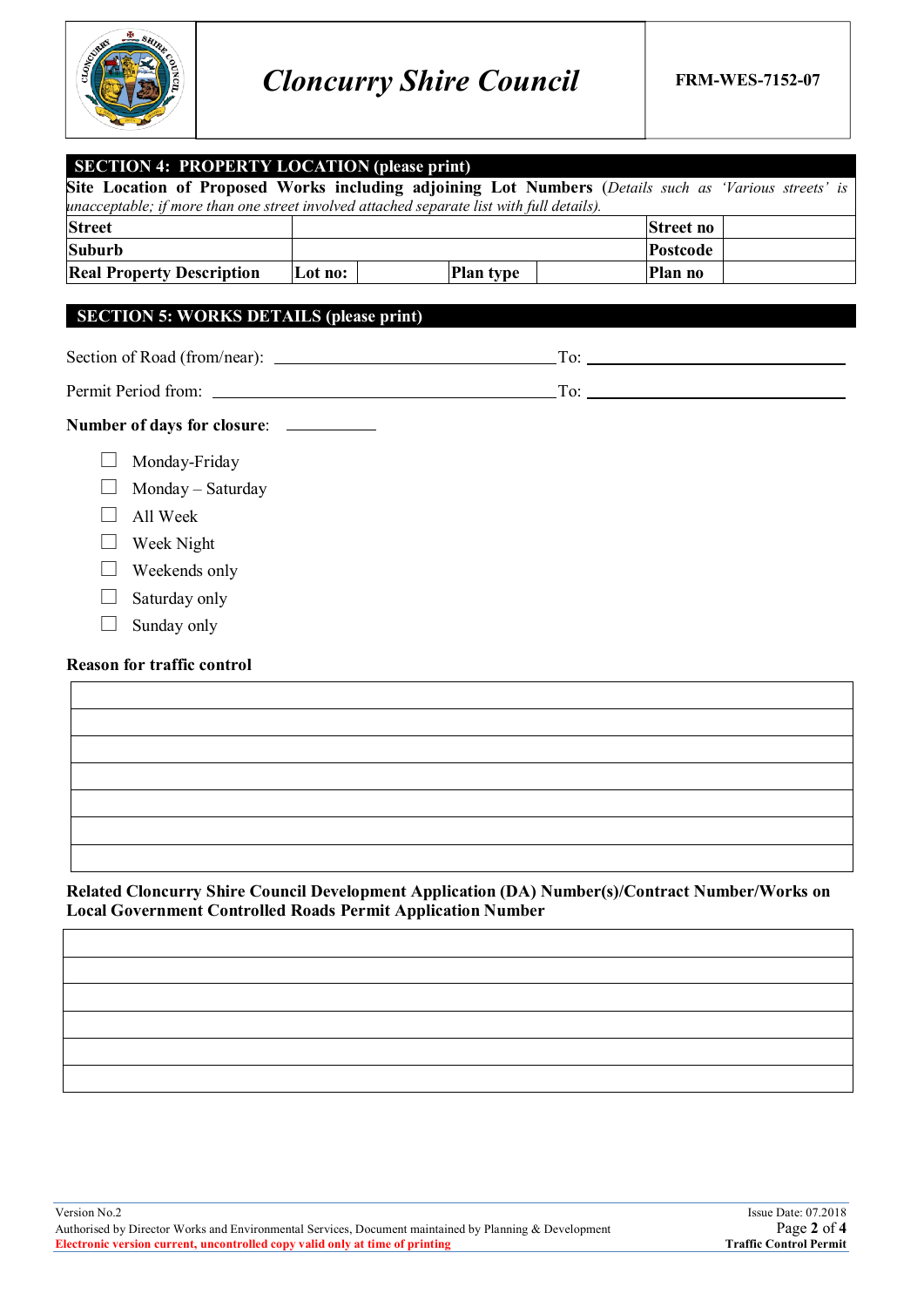| | Cloncurry Shire Council | FRM-WES-7152-07 |
|---|---|---|

## SECTION 4: PROPERTY LOCATION (please print)

**Site Location of Proposed Works including adjoining Lot Numbers** (*Details such as 'Various streets' is unacceptable; if more than one street involved attached separate list with full details).*

| **Street** | | | | **Street no** | |
|---|---|---|---|---|---|
| **Suburb** | | | | **Postcode** | |
| **Real Property Description** | **Lot no:** | | **Plan type** | **Plan no** | |

## SECTION 5: WORKS DETAILS (please print)

Section of Road (from/near): ______________________ To: ______________________

Permit Period from: ______________________ To: ______________________

**Number of days for closure**: __________

- ☐ Monday-Friday
- ☐ Monday – Saturday
- ☐ All Week
- ☐ Week Night
- ☐ Weekends only
- ☐ Saturday only
- ☐ Sunday only

**Reason for traffic control**

| |
|---|
| |
| |
| |
| |
| |
| |

**Related Cloncurry Shire Council Development Application (DA) Number(s)/Contract Number/Works on Local Government Controlled Roads Permit Application Number**

| |
|---|
| |
| |
| |
| |
| |
| |

Version No.2
Authorised by Director Works and Environmental Services, Document maintained by Planning & Development
Electronic version current, uncontrolled copy valid only at time of printing

Issue Date: 07.2018
Traffic Control Permit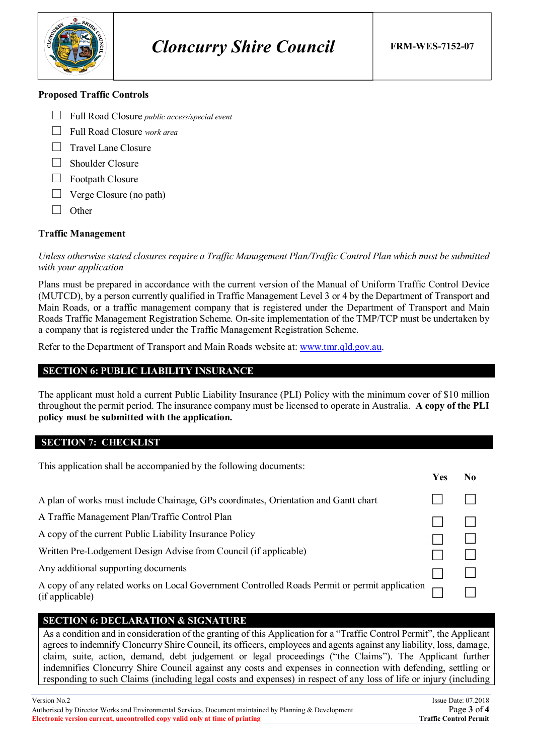**Proposed Traffic Controls**

- ☐ Full Road Closure *public access/special event*
- ☐ Full Road Closure *work area*
- ☐ Travel Lane Closure
- ☐ Shoulder Closure
- ☐ Footpath Closure
- ☐ Verge Closure (no path)
- ☐ Other

**Traffic Management**

*Unless otherwise stated closures require a Traffic Management Plan/Traffic Control Plan which must be submitted with your application*

Plans must be prepared in accordance with the current version of the Manual of Uniform Traffic Control Device (MUTCD), by a person currently qualified in Traffic Management Level 3 or 4 by the Department of Transport and Main Roads, or a traffic management company that is registered under the Department of Transport and Main Roads Traffic Management Registration Scheme. On-site implementation of the TMP/TCP must be undertaken by a company that is registered under the Traffic Management Registration Scheme.

Refer to the Department of Transport and Main Roads website at: [www.tmr.qld.gov.au](http://www.tmr.qld.gov.au).

## SECTION 6: PUBLIC LIABILITY INSURANCE

The applicant must hold a current Public Liability Insurance (PLI) Policy with the minimum cover of $10 million throughout the permit period. The insurance company must be licensed to operate in Australia. **A copy of the PLI policy must be submitted with the application.**

## SECTION 7: CHECKLIST

This application shall be accompanied by the following documents:

| | Yes | No |
|---|---|---|
| A plan of works must include Chainage, GPs coordinates, Orientation and Gantt chart | ☐ | ☐ |
| A Traffic Management Plan/Traffic Control Plan | ☐ | ☐ |
| A copy of the current Public Liability Insurance Policy | ☐ | ☐ |
| Written Pre-Lodgement Design Advise from Council (if applicable) | ☐ | ☐ |
| Any additional supporting documents | ☐ | ☐ |
| A copy of any related works on Local Government Controlled Roads Permit or permit application (if applicable) | ☐ | ☐ |

## SECTION 6: DECLARATION & SIGNATURE

As a condition and in consideration of the granting of this Application for a "Traffic Control Permit", the Applicant agrees to indemnify Cloncurry Shire Council, its officers, employees and agents against any liability, loss, damage, claim, suite, action, demand, debt judgement or legal proceedings ("the Claims"). The Applicant further indemnifies Cloncurry Shire Council against any costs and expenses in connection with defending, settling or responding to such Claims (including legal costs and expenses) in respect of any loss of life or injury (including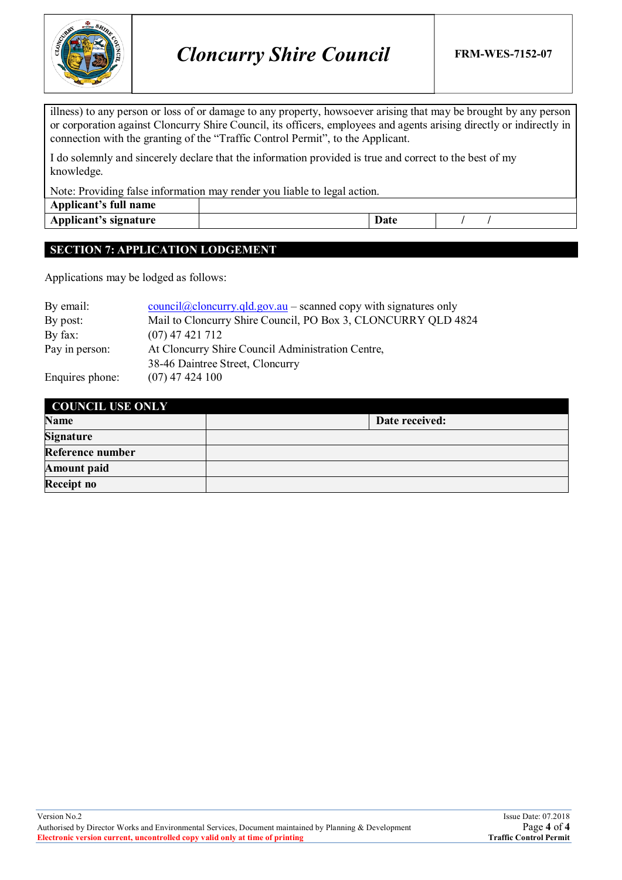illness) to any person or loss of or damage to any property, howsoever arising that may be brought by any person or corporation against Cloncurry Shire Council, its officers, employees and agents arising directly or indirectly in connection with the granting of the "Traffic Control Permit", to the Applicant.

I do solemnly and sincerely declare that the information provided is true and correct to the best of my knowledge.

Note: Providing false information may render you liable to legal action.

| | | | |
|---|---|---|---|
| **Applicant's full name** | | | |
| **Applicant's signature** | | **Date** | / / |

## SECTION 7: APPLICATION LODGEMENT

Applications may be lodged as follows:

| | |
|---|---|
| By email: | council@cloncurry.qld.gov.au – scanned copy with signatures only |
| By post: | Mail to Cloncurry Shire Council, PO Box 3, CLONCURRY QLD 4824 |
| By fax: | (07) 47 421 712 |
| Pay in person: | At Cloncurry Shire Council Administration Centre, 38-46 Daintree Street, Cloncurry |
| Enquires phone: | (07) 47 424 100 |

**COUNCIL USE ONLY**

| | | |
|---|---|---|
| **Name** | | **Date received:** |
| **Signature** | | |
| **Reference number** | | |
| **Amount paid** | | |
| **Receipt no** | | |